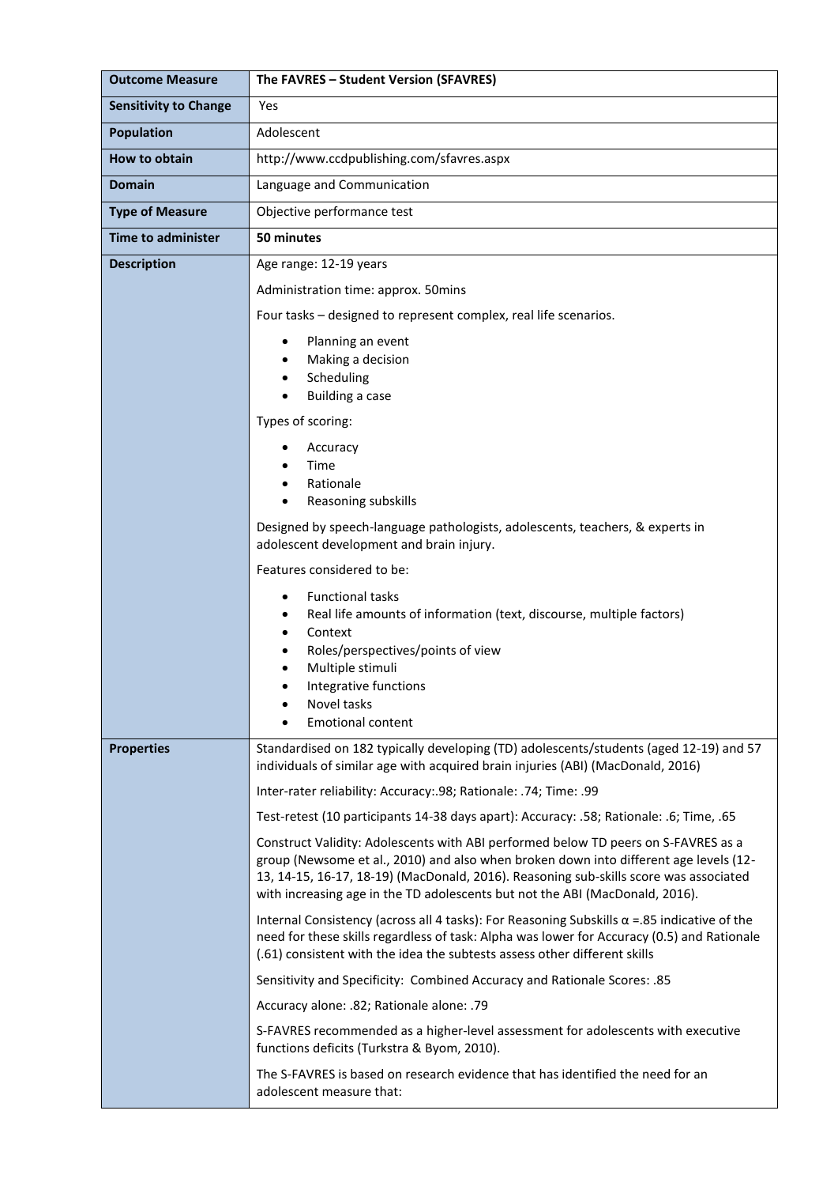| Outcome Measure | The FAVRES – Student Version (SFAVRES) |
|---|---|
| **Sensitivity to Change** | Yes |
| **Population** | Adolescent |
| **How to obtain** | http://www.ccdpublishing.com/sfavres.aspx |
| **Domain** | Language and Communication |
| **Type of Measure** | Objective performance test |
| **Time to administer** | **50 minutes** |
| **Description** | Age range: 12-19 years<br><br>Administration time: approx. 50mins<br><br>Four tasks – designed to represent complex, real life scenarios.<br><br>• Planning an event<br>• Making a decision<br>• Scheduling<br>• Building a case<br><br>Types of scoring:<br><br>• Accuracy<br>• Time<br>• Rationale<br>• Reasoning subskills<br><br>Designed by speech-language pathologists, adolescents, teachers, & experts in adolescent development and brain injury.<br><br>Features considered to be:<br><br>• Functional tasks<br>• Real life amounts of information (text, discourse, multiple factors)<br>• Context<br>• Roles/perspectives/points of view<br>• Multiple stimuli<br>• Integrative functions<br>• Novel tasks<br>• Emotional content |
| **Properties** | Standardised on 182 typically developing (TD) adolescents/students (aged 12-19) and 57 individuals of similar age with acquired brain injuries (ABI) (MacDonald, 2016)<br><br>Inter-rater reliability: Accuracy:.98; Rationale: .74; Time: .99<br><br>Test-retest (10 participants 14-38 days apart): Accuracy: .58; Rationale: .6; Time, .65<br><br>Construct Validity: Adolescents with ABI performed below TD peers on S-FAVRES as a group (Newsome et al., 2010) and also when broken down into different age levels (12-13, 14-15, 16-17, 18-19) (MacDonald, 2016). Reasoning sub-skills score was associated with increasing age in the TD adolescents but not the ABI (MacDonald, 2016).<br><br>Internal Consistency (across all 4 tasks): For Reasoning Subskills $\alpha$ =.85 indicative of the need for these skills regardless of task: Alpha was lower for Accuracy (0.5) and Rationale (.61) consistent with the idea the subtests assess other different skills<br><br>Sensitivity and Specificity: Combined Accuracy and Rationale Scores: .85<br><br>Accuracy alone: .82; Rationale alone: .79<br><br>S-FAVRES recommended as a higher-level assessment for adolescents with executive functions deficits (Turkstra & Byom, 2010).<br><br>The S-FAVRES is based on research evidence that has identified the need for an adolescent measure that: |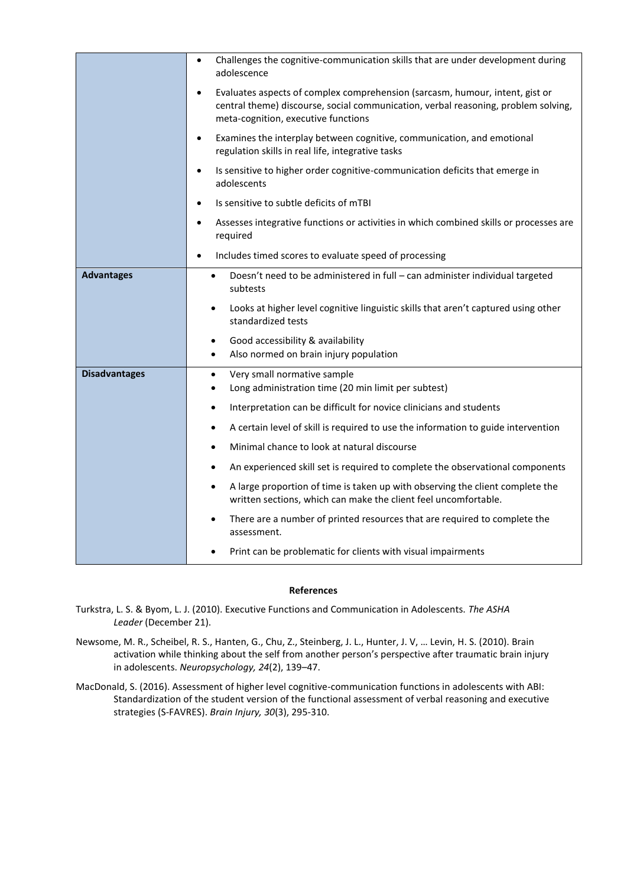| | |
|---|---|
| | • Challenges the cognitive-communication skills that are under development during adolescence<br>• Evaluates aspects of complex comprehension (sarcasm, humour, intent, gist or central theme) discourse, social communication, verbal reasoning, problem solving, meta-cognition, executive functions<br>• Examines the interplay between cognitive, communication, and emotional regulation skills in real life, integrative tasks<br>• Is sensitive to higher order cognitive-communication deficits that emerge in adolescents<br>• Is sensitive to subtle deficits of mTBI<br>• Assesses integrative functions or activities in which combined skills or processes are required<br>• Includes timed scores to evaluate speed of processing |
| **Advantages** | • Doesn't need to be administered in full – can administer individual targeted subtests<br>• Looks at higher level cognitive linguistic skills that aren't captured using other standardized tests<br>• Good accessibility & availability<br>• Also normed on brain injury population |
| **Disadvantages** | • Very small normative sample<br>• Long administration time (20 min limit per subtest)<br>• Interpretation can be difficult for novice clinicians and students<br>• A certain level of skill is required to use the information to guide intervention<br>• Minimal chance to look at natural discourse<br>• An experienced skill set is required to complete the observational components<br>• A large proportion of time is taken up with observing the client complete the written sections, which can make the client feel uncomfortable.<br>• There are a number of printed resources that are required to complete the assessment.<br>• Print can be problematic for clients with visual impairments |

**References**

Turkstra, L. S. & Byom, L. J. (2010). Executive Functions and Communication in Adolescents. *The ASHA Leader* (December 21).

Newsome, M. R., Scheibel, R. S., Hanten, G., Chu, Z., Steinberg, J. L., Hunter, J. V, … Levin, H. S. (2010). Brain activation while thinking about the self from another person's perspective after traumatic brain injury in adolescents. *Neuropsychology, 24*(2), 139–47.

MacDonald, S. (2016). Assessment of higher level cognitive-communication functions in adolescents with ABI: Standardization of the student version of the functional assessment of verbal reasoning and executive strategies (S-FAVRES). *Brain Injury, 30*(3), 295-310.